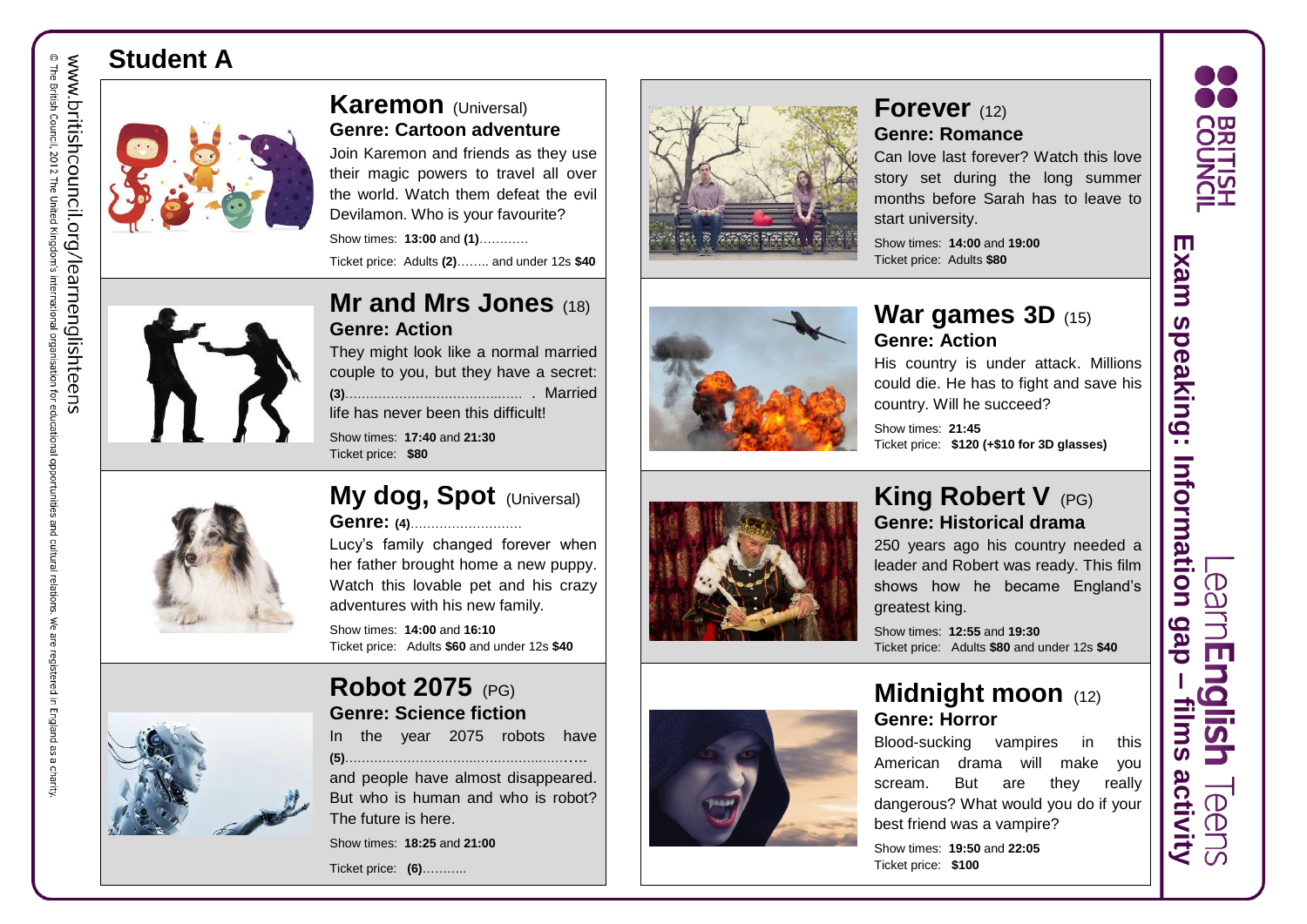# Student A

## Karemon (Universal)

**Genre: Cartoon adventure**

Join Karemon and friends as they use their magic powers to travel all over the world. Watch them defeat the evil Devilamon. Who is your favourite?

Show times: **13:00** and **(1)**…………

Ticket price: Adults **(2)**…….. and under 12s **$40**

## Mr and Mrs Jones (18)

**Genre: Action**

They might look like a normal married couple to you, but they have a secret: **(3)**………………………………… . Married life has never been this difficult!

Show times: **17:40** and **21:30**

Ticket price: **$80**

## My dog, Spot (Universal)

**Genre: (4)**………………………

Lucy's family changed forever when her father brought home a new puppy. Watch this lovable pet and his crazy adventures with his new family.

Show times: **14:00** and **16:10**

Ticket price: Adults **$60** and under 12s **$40**

## Robot 2075 (PG)

**Genre: Science fiction**

In the year 2075 robots have **(5)**……………………………………………… and people have almost disappeared. But who is human and who is robot? The future is here.

Show times: **18:25** and **21:00**

Ticket price: **(6)**………..

## Forever (12)

**Genre: Romance**

Can love last forever? Watch this love story set during the long summer months before Sarah has to leave to start university.

Show times: **14:00** and **19:00**

Ticket price: Adults **$80**

## War games 3D (15)

**Genre: Action**

His country is under attack. Millions could die. He has to fight and save his country. Will he succeed?

Show times: **21:45**

Ticket price: **$120 (+$10 for 3D glasses)**

## King Robert V (PG)

**Genre: Historical drama**

250 years ago his country needed a leader and Robert was ready. This film shows how he became England's greatest king.

Show times: **12:55** and **19:30**

Ticket price: Adults **$80** and under 12s **$40**

## Midnight moon (12)

**Genre: Horror**

Blood-sucking vampires in this American drama will make you scream. But are they really dangerous? What would you do if your best friend was a vampire?

Show times: **19:50** and **22:05**

Ticket price: **$100**

**Exam speaking: Information gap – films activity**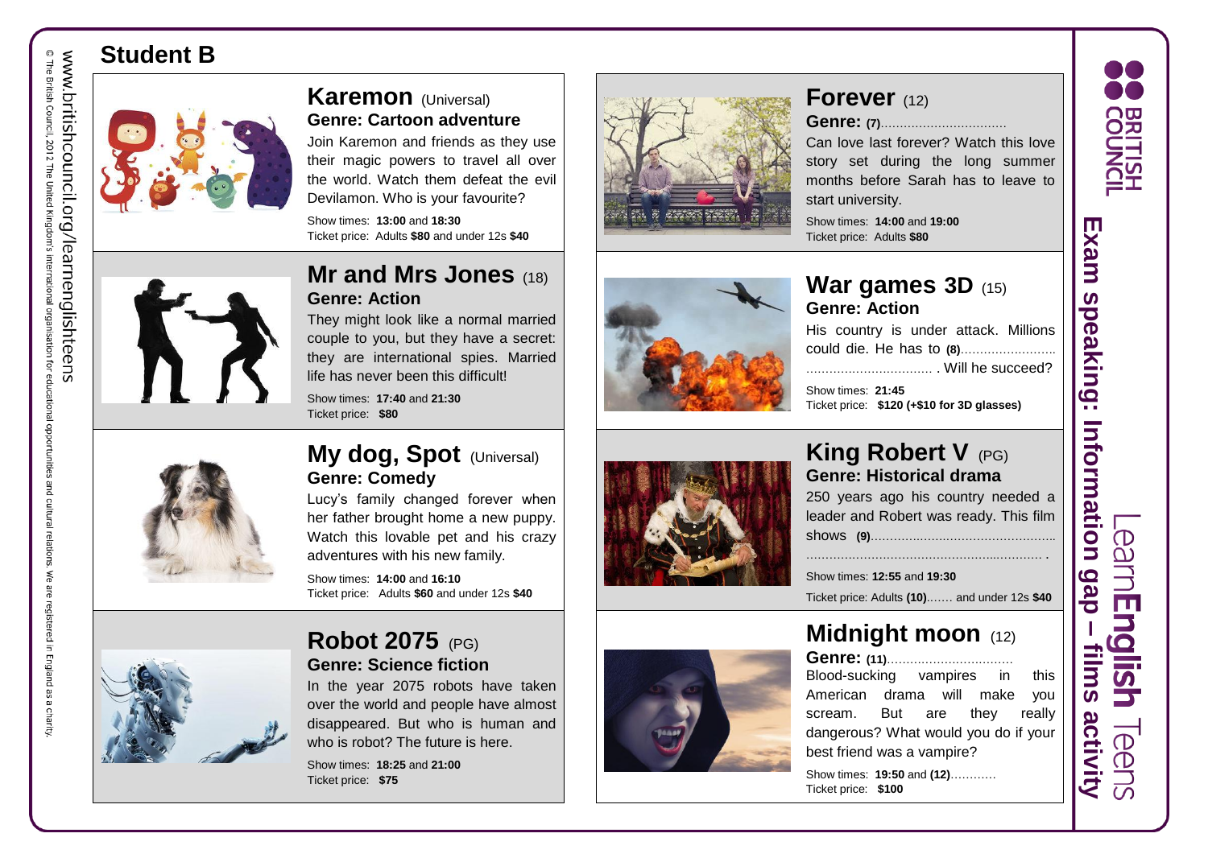# Student B

## Karemon (Universal)

**Genre: Cartoon adventure**

Join Karemon and friends as they use their magic powers to travel all over the world. Watch them defeat the evil Devilamon. Who is your favourite?

Show times: **13:00** and **18:30**
Ticket price: Adults **$80** and under 12s **$40**

## Mr and Mrs Jones (18)

**Genre: Action**

They might look like a normal married couple to you, but they have a secret: they are international spies. Married life has never been this difficult!

Show times: **17:40** and **21:30**
Ticket price: **$80**

## My dog, Spot (Universal)

**Genre: Comedy**

Lucy's family changed forever when her father brought home a new puppy. Watch this lovable pet and his crazy adventures with his new family.

Show times: **14:00** and **16:10**
Ticket price: Adults **$60** and under 12s **$40**

## Robot 2075 (PG)

**Genre: Science fiction**

In the year 2075 robots have taken over the world and people have almost disappeared. But who is human and who is robot? The future is here.

Show times: **18:25** and **21:00**
Ticket price: **$75**

## Forever (12)

**Genre: (7)**.................................

Can love last forever? Watch this love story set during the long summer months before Sarah has to leave to start university.

Show times: **14:00** and **19:00**
Ticket price: Adults **$80**

## War games 3D (15)

**Genre: Action**

His country is under attack. Millions could die. He has to **(8)**......................... ................................. . Will he succeed?

Show times: **21:45**
Ticket price: **$120 (+$10 for 3D glasses)**

## King Robert V (PG)

**Genre: Historical drama**

250 years ago his country needed a leader and Robert was ready. This film shows **(9)**................................................. ............................................................ .

Show times: **12:55** and **19:30**
Ticket price: Adults **(10)**....... and under 12s **$40**

## Midnight moon (12)

**Genre: (11)**.................................

Blood-sucking vampires in this American drama will make you scream. But are they really dangerous? What would you do if your best friend was a vampire?

Show times: **19:50** and **(12)**............
Ticket price: **$100**

www.britishcouncil.org/learnenglishteens

© The British Council, 2012 The United Kingdom's international organisation for educational opportunities and cultural relations. We are registered in England as a charity.

BRITISH COUNCIL

**Exam speaking: Information gap – films activity**

Learn**English** Teens